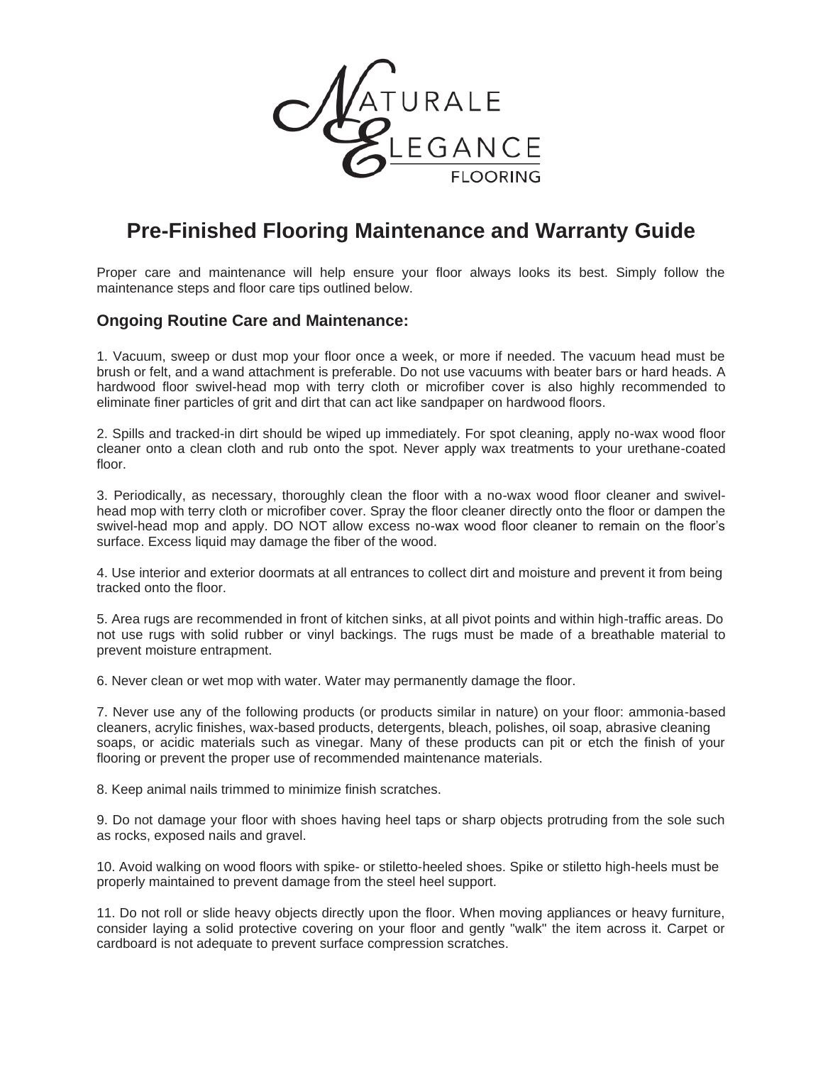NATURALE ELEGANCE FLOORING

# Pre-Finished Flooring Maintenance and Warranty Guide

Proper care and maintenance will help ensure your floor always looks its best. Simply follow the maintenance steps and floor care tips outlined below.

## Ongoing Routine Care and Maintenance:

1. Vacuum, sweep or dust mop your floor once a week, or more if needed. The vacuum head must be brush or felt, and a wand attachment is preferable. Do not use vacuums with beater bars or hard heads. A hardwood floor swivel-head mop with terry cloth or microfiber cover is also highly recommended to eliminate finer particles of grit and dirt that can act like sandpaper on hardwood floors.

2. Spills and tracked-in dirt should be wiped up immediately. For spot cleaning, apply no-wax wood floor cleaner onto a clean cloth and rub onto the spot. Never apply wax treatments to your urethane-coated floor.

3. Periodically, as necessary, thoroughly clean the floor with a no-wax wood floor cleaner and swivel-head mop with terry cloth or microfiber cover. Spray the floor cleaner directly onto the floor or dampen the swivel-head mop and apply. DO NOT allow excess no-wax wood floor cleaner to remain on the floor's surface. Excess liquid may damage the fiber of the wood.

4. Use interior and exterior doormats at all entrances to collect dirt and moisture and prevent it from being tracked onto the floor.

5. Area rugs are recommended in front of kitchen sinks, at all pivot points and within high-traffic areas. Do not use rugs with solid rubber or vinyl backings. The rugs must be made of a breathable material to prevent moisture entrapment.

6. Never clean or wet mop with water. Water may permanently damage the floor.

7. Never use any of the following products (or products similar in nature) on your floor: ammonia-based cleaners, acrylic finishes, wax-based products, detergents, bleach, polishes, oil soap, abrasive cleaning soaps, or acidic materials such as vinegar. Many of these products can pit or etch the finish of your flooring or prevent the proper use of recommended maintenance materials.

8. Keep animal nails trimmed to minimize finish scratches.

9. Do not damage your floor with shoes having heel taps or sharp objects protruding from the sole such as rocks, exposed nails and gravel.

10. Avoid walking on wood floors with spike- or stiletto-heeled shoes. Spike or stiletto high-heels must be properly maintained to prevent damage from the steel heel support.

11. Do not roll or slide heavy objects directly upon the floor. When moving appliances or heavy furniture, consider laying a solid protective covering on your floor and gently "walk" the item across it. Carpet or cardboard is not adequate to prevent surface compression scratches.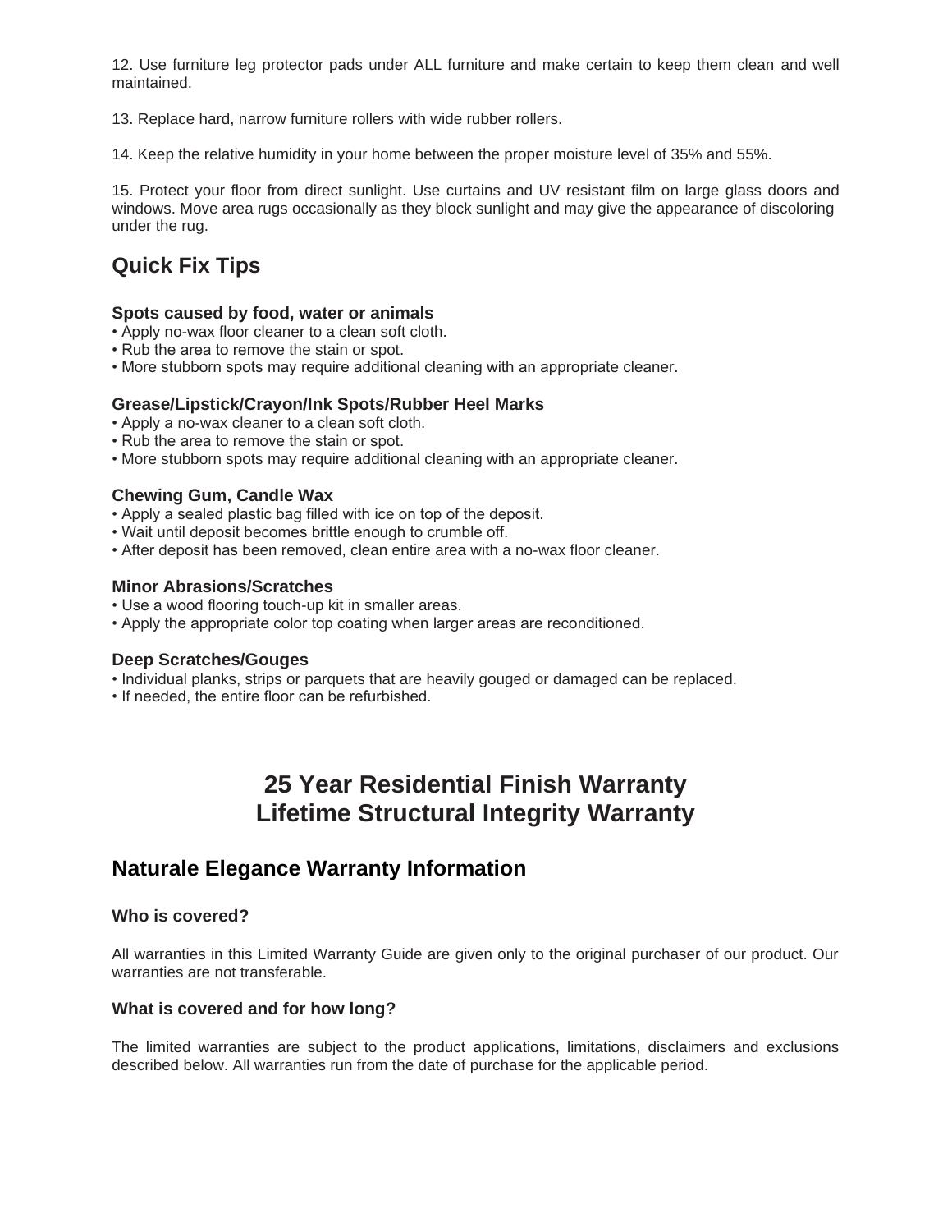12. Use furniture leg protector pads under ALL furniture and make certain to keep them clean and well maintained.

13. Replace hard, narrow furniture rollers with wide rubber rollers.

14. Keep the relative humidity in your home between the proper moisture level of 35% and 55%.

15. Protect your floor from direct sunlight. Use curtains and UV resistant film on large glass doors and windows. Move area rugs occasionally as they block sunlight and may give the appearance of discoloring under the rug.

## Quick Fix Tips

**Spots caused by food, water or animals**

- Apply no-wax floor cleaner to a clean soft cloth.
- Rub the area to remove the stain or spot.
- More stubborn spots may require additional cleaning with an appropriate cleaner.

**Grease/Lipstick/Crayon/Ink Spots/Rubber Heel Marks**

- Apply a no-wax cleaner to a clean soft cloth.
- Rub the area to remove the stain or spot.
- More stubborn spots may require additional cleaning with an appropriate cleaner.

**Chewing Gum, Candle Wax**

- Apply a sealed plastic bag filled with ice on top of the deposit.
- Wait until deposit becomes brittle enough to crumble off.
- After deposit has been removed, clean entire area with a no-wax floor cleaner.

**Minor Abrasions/Scratches**

- Use a wood flooring touch-up kit in smaller areas.
- Apply the appropriate color top coating when larger areas are reconditioned.

**Deep Scratches/Gouges**

- Individual planks, strips or parquets that are heavily gouged or damaged can be replaced.
- If needed, the entire floor can be refurbished.

# 25 Year Residential Finish Warranty
# Lifetime Structural Integrity Warranty

## Naturale Elegance Warranty Information

### Who is covered?

All warranties in this Limited Warranty Guide are given only to the original purchaser of our product. Our warranties are not transferable.

### What is covered and for how long?

The limited warranties are subject to the product applications, limitations, disclaimers and exclusions described below. All warranties run from the date of purchase for the applicable period.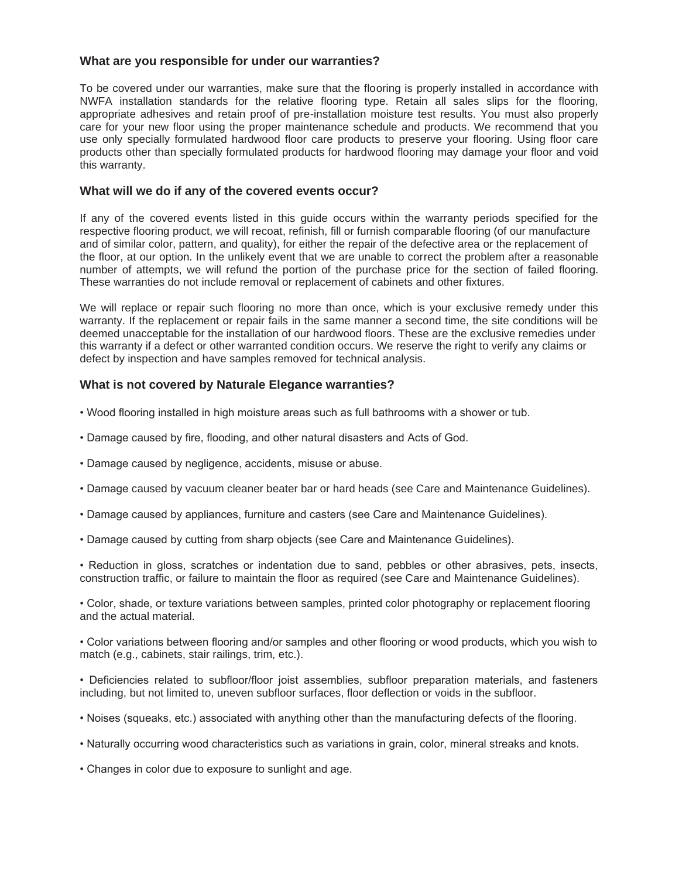### What are you responsible for under our warranties?

To be covered under our warranties, make sure that the flooring is properly installed in accordance with NWFA installation standards for the relative flooring type. Retain all sales slips for the flooring, appropriate adhesives and retain proof of pre-installation moisture test results. You must also properly care for your new floor using the proper maintenance schedule and products. We recommend that you use only specially formulated hardwood floor care products to preserve your flooring. Using floor care products other than specially formulated products for hardwood flooring may damage your floor and void this warranty.

### What will we do if any of the covered events occur?

If any of the covered events listed in this guide occurs within the warranty periods specified for the respective flooring product, we will recoat, refinish, fill or furnish comparable flooring (of our manufacture and of similar color, pattern, and quality), for either the repair of the defective area or the replacement of the floor, at our option. In the unlikely event that we are unable to correct the problem after a reasonable number of attempts, we will refund the portion of the purchase price for the section of failed flooring. These warranties do not include removal or replacement of cabinets and other fixtures.

We will replace or repair such flooring no more than once, which is your exclusive remedy under this warranty. If the replacement or repair fails in the same manner a second time, the site conditions will be deemed unacceptable for the installation of our hardwood floors. These are the exclusive remedies under this warranty if a defect or other warranted condition occurs. We reserve the right to verify any claims or defect by inspection and have samples removed for technical analysis.

### What is not covered by Naturale Elegance warranties?

- Wood flooring installed in high moisture areas such as full bathrooms with a shower or tub.
- Damage caused by fire, flooding, and other natural disasters and Acts of God.
- Damage caused by negligence, accidents, misuse or abuse.
- Damage caused by vacuum cleaner beater bar or hard heads (see Care and Maintenance Guidelines).
- Damage caused by appliances, furniture and casters (see Care and Maintenance Guidelines).
- Damage caused by cutting from sharp objects (see Care and Maintenance Guidelines).
- Reduction in gloss, scratches or indentation due to sand, pebbles or other abrasives, pets, insects, construction traffic, or failure to maintain the floor as required (see Care and Maintenance Guidelines).
- Color, shade, or texture variations between samples, printed color photography or replacement flooring and the actual material.
- Color variations between flooring and/or samples and other flooring or wood products, which you wish to match (e.g., cabinets, stair railings, trim, etc.).
- Deficiencies related to subfloor/floor joist assemblies, subfloor preparation materials, and fasteners including, but not limited to, uneven subfloor surfaces, floor deflection or voids in the subfloor.
- Noises (squeaks, etc.) associated with anything other than the manufacturing defects of the flooring.
- Naturally occurring wood characteristics such as variations in grain, color, mineral streaks and knots.
- Changes in color due to exposure to sunlight and age.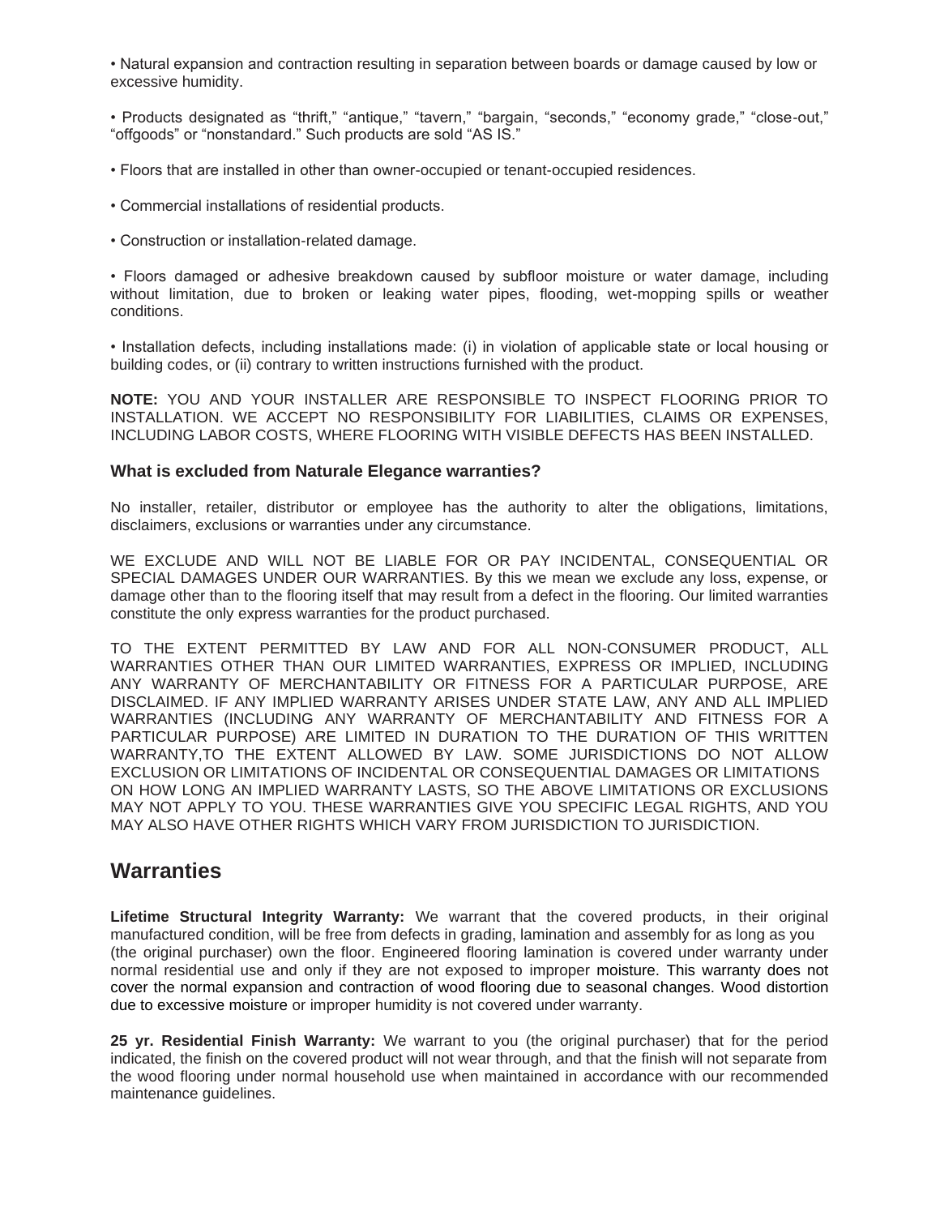- Natural expansion and contraction resulting in separation between boards or damage caused by low or excessive humidity.

- Products designated as "thrift," "antique," "tavern," "bargain, "seconds," "economy grade," "close-out," "offgoods" or "nonstandard." Such products are sold "AS IS."

- Floors that are installed in other than owner-occupied or tenant-occupied residences.

- Commercial installations of residential products.

- Construction or installation-related damage.

- Floors damaged or adhesive breakdown caused by subfloor moisture or water damage, including without limitation, due to broken or leaking water pipes, flooding, wet-mopping spills or weather conditions.

- Installation defects, including installations made: (i) in violation of applicable state or local housing or building codes, or (ii) contrary to written instructions furnished with the product.

**NOTE:** YOU AND YOUR INSTALLER ARE RESPONSIBLE TO INSPECT FLOORING PRIOR TO INSTALLATION. WE ACCEPT NO RESPONSIBILITY FOR LIABILITIES, CLAIMS OR EXPENSES, INCLUDING LABOR COSTS, WHERE FLOORING WITH VISIBLE DEFECTS HAS BEEN INSTALLED.

### What is excluded from Naturale Elegance warranties?

No installer, retailer, distributor or employee has the authority to alter the obligations, limitations, disclaimers, exclusions or warranties under any circumstance.

WE EXCLUDE AND WILL NOT BE LIABLE FOR OR PAY INCIDENTAL, CONSEQUENTIAL OR SPECIAL DAMAGES UNDER OUR WARRANTIES. By this we mean we exclude any loss, expense, or damage other than to the flooring itself that may result from a defect in the flooring. Our limited warranties constitute the only express warranties for the product purchased.

TO THE EXTENT PERMITTED BY LAW AND FOR ALL NON-CONSUMER PRODUCT, ALL WARRANTIES OTHER THAN OUR LIMITED WARRANTIES, EXPRESS OR IMPLIED, INCLUDING ANY WARRANTY OF MERCHANTABILITY OR FITNESS FOR A PARTICULAR PURPOSE, ARE DISCLAIMED. IF ANY IMPLIED WARRANTY ARISES UNDER STATE LAW, ANY AND ALL IMPLIED WARRANTIES (INCLUDING ANY WARRANTY OF MERCHANTABILITY AND FITNESS FOR A PARTICULAR PURPOSE) ARE LIMITED IN DURATION TO THE DURATION OF THIS WRITTEN WARRANTY,TO THE EXTENT ALLOWED BY LAW. SOME JURISDICTIONS DO NOT ALLOW EXCLUSION OR LIMITATIONS OF INCIDENTAL OR CONSEQUENTIAL DAMAGES OR LIMITATIONS ON HOW LONG AN IMPLIED WARRANTY LASTS, SO THE ABOVE LIMITATIONS OR EXCLUSIONS MAY NOT APPLY TO YOU. THESE WARRANTIES GIVE YOU SPECIFIC LEGAL RIGHTS, AND YOU MAY ALSO HAVE OTHER RIGHTS WHICH VARY FROM JURISDICTION TO JURISDICTION.

## Warranties

**Lifetime Structural Integrity Warranty:** We warrant that the covered products, in their original manufactured condition, will be free from defects in grading, lamination and assembly for as long as you (the original purchaser) own the floor. Engineered flooring lamination is covered under warranty under normal residential use and only if they are not exposed to improper moisture. This warranty does not cover the normal expansion and contraction of wood flooring due to seasonal changes. Wood distortion due to excessive moisture or improper humidity is not covered under warranty.

**25 yr. Residential Finish Warranty:** We warrant to you (the original purchaser) that for the period indicated, the finish on the covered product will not wear through, and that the finish will not separate from the wood flooring under normal household use when maintained in accordance with our recommended maintenance guidelines.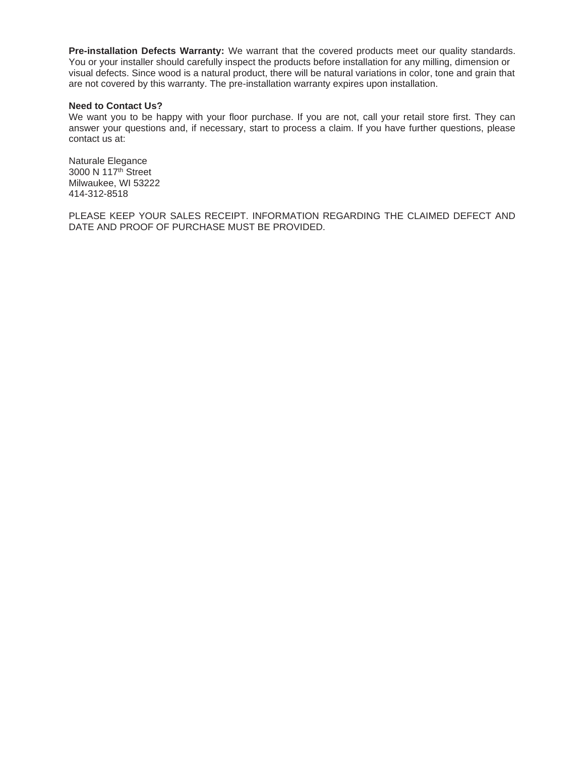**Pre-installation Defects Warranty:** We warrant that the covered products meet our quality standards. You or your installer should carefully inspect the products before installation for any milling, dimension or visual defects. Since wood is a natural product, there will be natural variations in color, tone and grain that are not covered by this warranty. The pre-installation warranty expires upon installation.

**Need to Contact Us?**
We want you to be happy with your floor purchase. If you are not, call your retail store first. They can answer your questions and, if necessary, start to process a claim. If you have further questions, please contact us at:

Naturale Elegance
3000 N 117th Street
Milwaukee, WI 53222
414-312-8518

PLEASE KEEP YOUR SALES RECEIPT. INFORMATION REGARDING THE CLAIMED DEFECT AND DATE AND PROOF OF PURCHASE MUST BE PROVIDED.